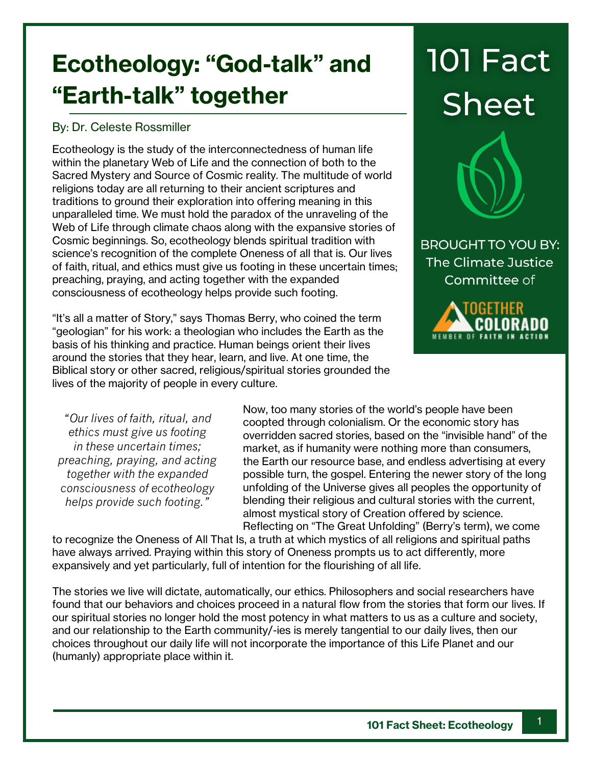# Ecotheology: "God-talk" and "Earth-talk" together

By: Dr. Celeste Rossmiller

**101 Fact Sheet**

BROUGHT TO YOU BY: The Climate Justice Committee of Together Colorado — Member of Faith in Action

Ecotheology is the study of the interconnectedness of human life within the planetary Web of Life and the connection of both to the Sacred Mystery and Source of Cosmic reality. The multitude of world religions today are all returning to their ancient scriptures and traditions to ground their exploration into offering meaning in this unparalleled time. We must hold the paradox of the unraveling of the Web of Life through climate chaos along with the expansive stories of Cosmic beginnings. So, ecotheology blends spiritual tradition with science's recognition of the complete Oneness of all that is. Our lives of faith, ritual, and ethics must give us footing in these uncertain times; preaching, praying, and acting together with the expanded consciousness of ecotheology helps provide such footing.

"It's all a matter of Story," says Thomas Berry, who coined the term "geologian" for his work: a theologian who includes the Earth as the basis of his thinking and practice. Human beings orient their lives around the stories that they hear, learn, and live. At one time, the Biblical story or other sacred, religious/spiritual stories grounded the lives of the majority of people in every culture.

> *"Our lives of faith, ritual, and ethics must give us footing in these uncertain times; preaching, praying, and acting together with the expanded consciousness of ecotheology helps provide such footing."*

Now, too many stories of the world's people have been coopted through colonialism. Or the economic story has overridden sacred stories, based on the "invisible hand" of the market, as if humanity were nothing more than consumers, the Earth our resource base, and endless advertising at every possible turn, the gospel. Entering the newer story of the long unfolding of the Universe gives all peoples the opportunity of blending their religious and cultural stories with the current, almost mystical story of Creation offered by science. Reflecting on "The Great Unfolding" (Berry's term), we come to recognize the Oneness of All That Is, a truth at which mystics of all religions and spiritual paths have always arrived. Praying within this story of Oneness prompts us to act differently, more expansively and yet particularly, full of intention for the flourishing of all life.

The stories we live will dictate, automatically, our ethics. Philosophers and social researchers have found that our behaviors and choices proceed in a natural flow from the stories that form our lives. If our spiritual stories no longer hold the most potency in what matters to us as a culture and society, and our relationship to the Earth community/-ies is merely tangential to our daily lives, then our choices throughout our daily life will not incorporate the importance of this Life Planet and our (humanly) appropriate place within it.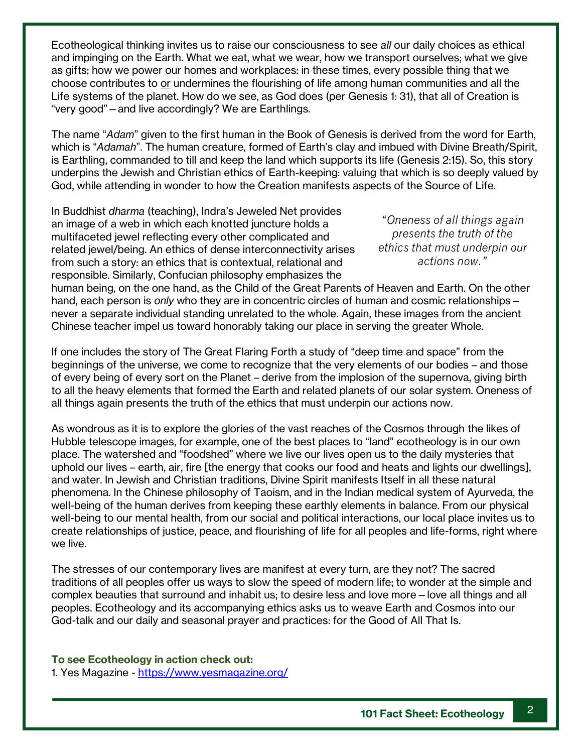Ecotheological thinking invites us to raise our consciousness to see *all* our daily choices as ethical and impinging on the Earth. What we eat, what we wear, how we transport ourselves; what we give as gifts; how we power our homes and workplaces: in these times, every possible thing that we choose contributes to or undermines the flourishing of life among human communities and all the Life systems of the planet. How do we see, as God does (per Genesis 1: 31), that all of Creation is "very good" – and live accordingly? We are Earthlings.

The name "*Adam*" given to the first human in the Book of Genesis is derived from the word for Earth, which is "*Adamah*". The human creature, formed of Earth's clay and imbued with Divine Breath/Spirit, is Earthling, commanded to till and keep the land which supports its life (Genesis 2:15). So, this story underpins the Jewish and Christian ethics of Earth-keeping: valuing that which is so deeply valued by God, while attending in wonder to how the Creation manifests aspects of the Source of Life.

In Buddhist *dharma* (teaching), Indra's Jeweled Net provides an image of a web in which each knotted juncture holds a multifaceted jewel reflecting every other complicated and related jewel/being. An ethics of dense interconnectivity arises from such a story: an ethics that is contextual, relational and responsible. Similarly, Confucian philosophy emphasizes the human being, on the one hand, as the Child of the Great Parents of Heaven and Earth. On the other hand, each person is *only* who they are in concentric circles of human and cosmic relationships – never a separate individual standing unrelated to the whole. Again, these images from the ancient Chinese teacher impel us toward honorably taking our place in serving the greater Whole.

> *"Oneness of all things again presents the truth of the ethics that must underpin our actions now."*

If one includes the story of The Great Flaring Forth a study of "deep time and space" from the beginnings of the universe, we come to recognize that the very elements of our bodies – and those of every being of every sort on the Planet – derive from the implosion of the supernova, giving birth to all the heavy elements that formed the Earth and related planets of our solar system. Oneness of all things again presents the truth of the ethics that must underpin our actions now.

As wondrous as it is to explore the glories of the vast reaches of the Cosmos through the likes of Hubble telescope images, for example, one of the best places to "land" ecotheology is in our own place. The watershed and "foodshed" where we live our lives open us to the daily mysteries that uphold our lives – earth, air, fire [the energy that cooks our food and heats and lights our dwellings], and water. In Jewish and Christian traditions, Divine Spirit manifests Itself in all these natural phenomena. In the Chinese philosophy of Taoism, and in the Indian medical system of Ayurveda, the well-being of the human derives from keeping these earthly elements in balance. From our physical well-being to our mental health, from our social and political interactions, our local place invites us to create relationships of justice, peace, and flourishing of life for all peoples and life-forms, right where we live.

The stresses of our contemporary lives are manifest at every turn, are they not? The sacred traditions of all peoples offer us ways to slow the speed of modern life; to wonder at the simple and complex beauties that surround and inhabit us; to desire less and love more – love all things and all peoples. Ecotheology and its accompanying ethics asks us to weave Earth and Cosmos into our God-talk and our daily and seasonal prayer and practices: for the Good of All That Is.

**To see Ecotheology in action check out:**

1. Yes Magazine - https://www.yesmagazine.org/